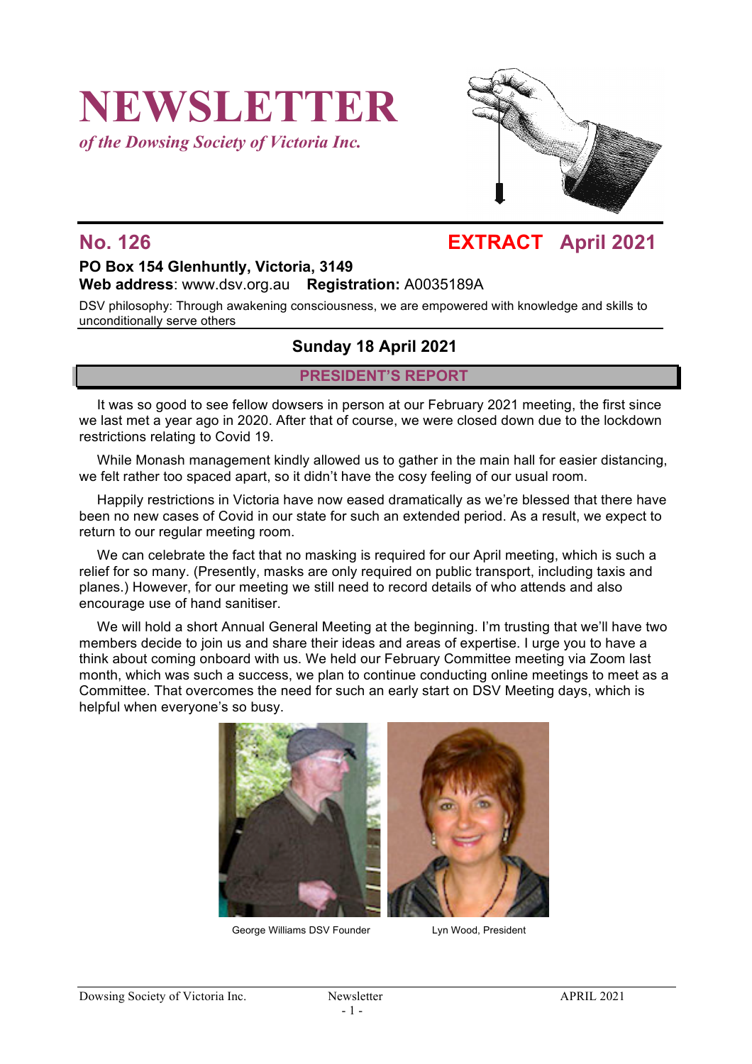# NEWSLETTER

*of the Dowsing Society of Victoria Inc.*

## No. 126 — EXTRACT April 2021

**PO Box 154 Glenhuntly, Victoria, 3149**
**Web address**: www.dsv.org.au **Registration:** A0035189A

DSV philosophy: Through awakening consciousness, we are empowered with knowledge and skills to unconditionally serve others

### Sunday 18 April 2021

## PRESIDENT'S REPORT

It was so good to see fellow dowsers in person at our February 2021 meeting, the first since we last met a year ago in 2020. After that of course, we were closed down due to the lockdown restrictions relating to Covid 19.

While Monash management kindly allowed us to gather in the main hall for easier distancing, we felt rather too spaced apart, so it didn't have the cosy feeling of our usual room.

Happily restrictions in Victoria have now eased dramatically as we're blessed that there have been no new cases of Covid in our state for such an extended period. As a result, we expect to return to our regular meeting room.

We can celebrate the fact that no masking is required for our April meeting, which is such a relief for so many. (Presently, masks are only required on public transport, including taxis and planes.) However, for our meeting we still need to record details of who attends and also encourage use of hand sanitiser.

We will hold a short Annual General Meeting at the beginning. I'm trusting that we'll have two members decide to join us and share their ideas and areas of expertise. I urge you to have a think about coming onboard with us. We held our February Committee meeting via Zoom last month, which was such a success, we plan to continue conducting online meetings to meet as a Committee. That overcomes the need for such an early start on DSV Meeting days, which is helpful when everyone's so busy.

George Williams DSV Founder

Lyn Wood, President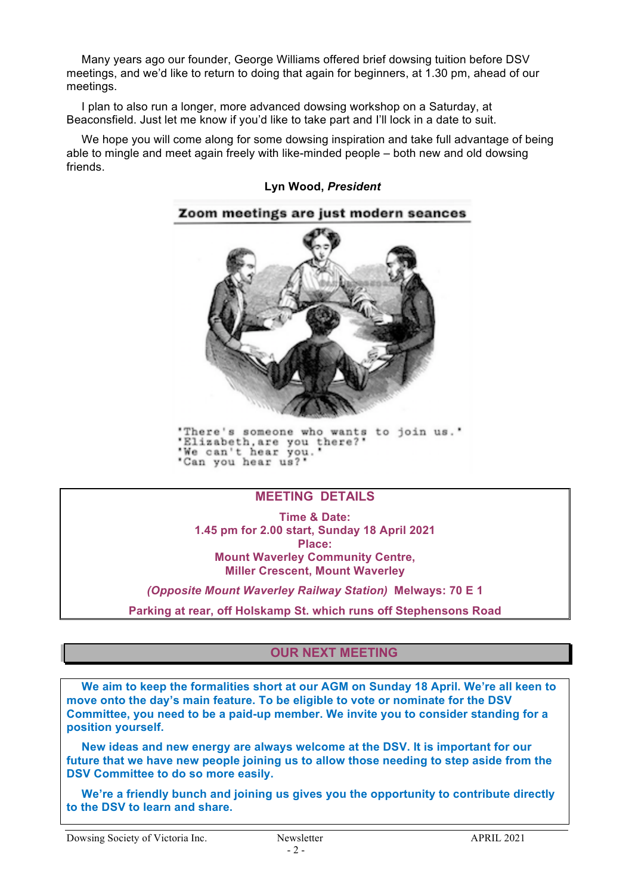Many years ago our founder, George Williams offered brief dowsing tuition before DSV meetings, and we'd like to return to doing that again for beginners, at 1.30 pm, ahead of our meetings.

I plan to also run a longer, more advanced dowsing workshop on a Saturday, at Beaconsfield. Just let me know if you'd like to take part and I'll lock in a date to suit.

We hope you will come along for some dowsing inspiration and take full advantage of being able to mingle and meet again freely with like-minded people – both new and old dowsing friends.

**Lyn Wood, *President***

**Zoom meetings are just modern seances**

'There's someone who wants to join us.'
'Elizabeth, are you there?'
'We can't hear you.'
'Can you hear us?'

## MEETING DETAILS

**Time & Date:**
**1.45 pm for 2.00 start, Sunday 18 April 2021**
**Place:**
**Mount Waverley Community Centre,**
**Miller Crescent, Mount Waverley**

***(Opposite Mount Waverley Railway Station)*** **Melways: 70 E 1**

**Parking at rear, off Holskamp St. which runs off Stephensons Road**

## OUR NEXT MEETING

**We aim to keep the formalities short at our AGM on Sunday 18 April. We're all keen to move onto the day's main feature. To be eligible to vote or nominate for the DSV Committee, you need to be a paid-up member. We invite you to consider standing for a position yourself.**

**New ideas and new energy are always welcome at the DSV. It is important for our future that we have new people joining us to allow those needing to step aside from the DSV Committee to do so more easily.**

**We're a friendly bunch and joining us gives you the opportunity to contribute directly to the DSV to learn and share.**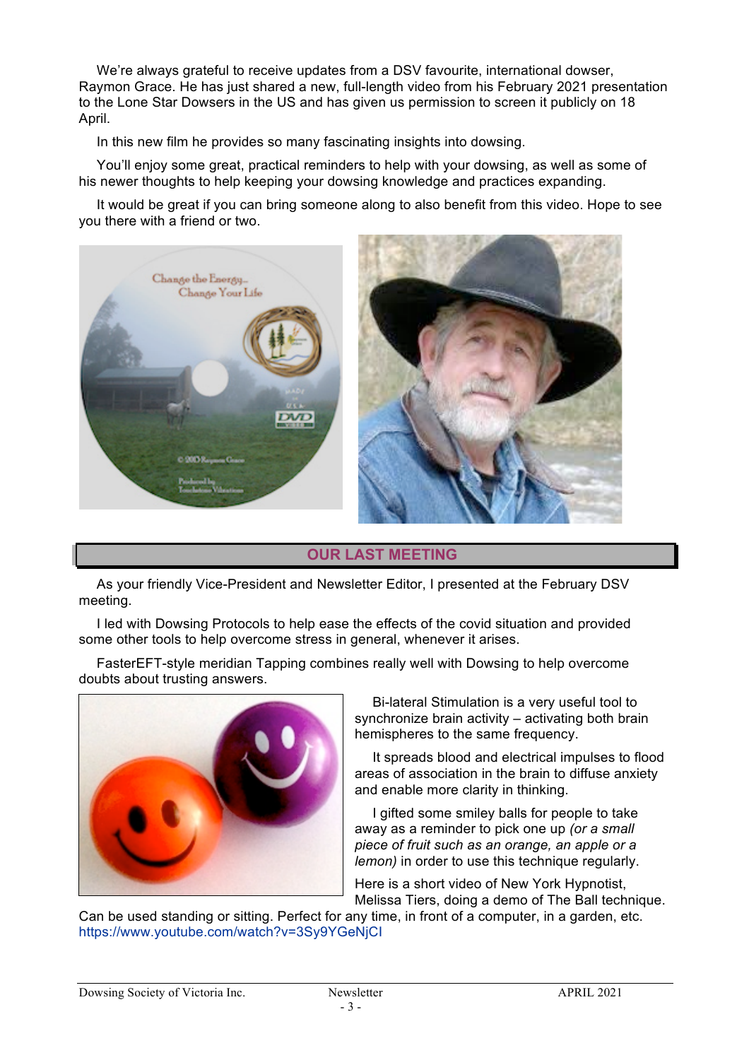We're always grateful to receive updates from a DSV favourite, international dowser, Raymon Grace. He has just shared a new, full-length video from his February 2021 presentation to the Lone Star Dowsers in the US and has given us permission to screen it publicly on 18 April.

In this new film he provides so many fascinating insights into dowsing.

You'll enjoy some great, practical reminders to help with your dowsing, as well as some of his newer thoughts to help keeping your dowsing knowledge and practices expanding.

It would be great if you can bring someone along to also benefit from this video. Hope to see you there with a friend or two.

## OUR LAST MEETING

As your friendly Vice-President and Newsletter Editor, I presented at the February DSV meeting.

I led with Dowsing Protocols to help ease the effects of the covid situation and provided some other tools to help overcome stress in general, whenever it arises.

FasterEFT-style meridian Tapping combines really well with Dowsing to help overcome doubts about trusting answers.

Bi-lateral Stimulation is a very useful tool to synchronize brain activity – activating both brain hemispheres to the same frequency.

It spreads blood and electrical impulses to flood areas of association in the brain to diffuse anxiety and enable more clarity in thinking.

I gifted some smiley balls for people to take away as a reminder to pick one up *(or a small piece of fruit such as an orange, an apple or a lemon)* in order to use this technique regularly.

Here is a short video of New York Hypnotist, Melissa Tiers, doing a demo of The Ball technique. Can be used standing or sitting. Perfect for any time, in front of a computer, in a garden, etc. https://www.youtube.com/watch?v=3Sy9YGeNjCI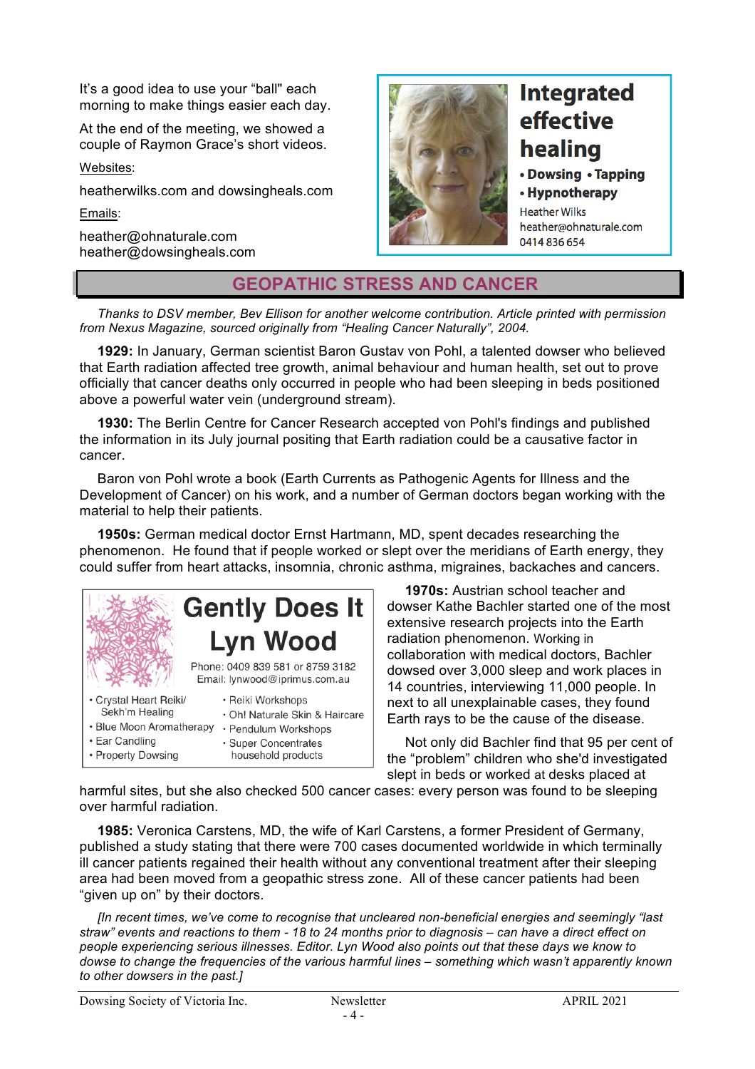It's a good idea to use your "ball" each morning to make things easier each day.

At the end of the meeting, we showed a couple of Raymon Grace's short videos.

Websites:

heatherwilks.com and dowsingheals.com

Emails:

heather@ohnaturale.com
heather@dowsingheals.com

**Integrated effective healing**

- Dowsing
- Tapping
- Hypnotherapy

Heather Wilks
heather@ohnaturale.com
0414 836 654

## GEOPATHIC STRESS AND CANCER

*Thanks to DSV member, Bev Ellison for another welcome contribution. Article printed with permission from Nexus Magazine, sourced originally from "Healing Cancer Naturally", 2004.*

**1929:** In January, German scientist Baron Gustav von Pohl, a talented dowser who believed that Earth radiation affected tree growth, animal behaviour and human health, set out to prove officially that cancer deaths only occurred in people who had been sleeping in beds positioned above a powerful water vein (underground stream).

**1930:** The Berlin Centre for Cancer Research accepted von Pohl's findings and published the information in its July journal positing that Earth radiation could be a causative factor in cancer.

Baron von Pohl wrote a book (Earth Currents as Pathogenic Agents for Illness and the Development of Cancer) on his work, and a number of German doctors began working with the material to help their patients.

**1950s:** German medical doctor Ernst Hartmann, MD, spent decades researching the phenomenon. He found that if people worked or slept over the meridians of Earth energy, they could suffer from heart attacks, insomnia, chronic asthma, migraines, backaches and cancers.

**1970s:** Austrian school teacher and dowser Kathe Bachler started one of the most extensive research projects into the Earth radiation phenomenon. Working in collaboration with medical doctors, Bachler dowsed over 3,000 sleep and work places in 14 countries, interviewing 11,000 people. In next to all unexplainable cases, they found Earth rays to be the cause of the disease.

Not only did Bachler find that 95 per cent of the "problem" children who she'd investigated slept in beds or worked at desks placed at harmful sites, but she also checked 500 cancer cases: every person was found to be sleeping over harmful radiation.

**1985:** Veronica Carstens, MD, the wife of Karl Carstens, a former President of Germany, published a study stating that there were 700 cases documented worldwide in which terminally ill cancer patients regained their health without any conventional treatment after their sleeping area had been moved from a geopathic stress zone. All of these cancer patients had been "given up on" by their doctors.

*[In recent times, we've come to recognise that uncleared non-beneficial energies and seemingly "last straw" events and reactions to them - 18 to 24 months prior to diagnosis – can have a direct effect on people experiencing serious illnesses. Editor. Lyn Wood also points out that these days we know to dowse to change the frequencies of the various harmful lines – something which wasn't apparently known to other dowsers in the past.]*

**Gently Does It**
**Lyn Wood**

Phone: 0409 839 581 or 8759 3182
Email: lynwood@iprimus.com.au

- Crystal Heart Reiki/ Sekh'm Healing
- Blue Moon Aromatherapy
- Ear Candling
- Property Dowsing
- Reiki Workshops
- Oh! Naturale Skin & Haircare
- Pendulum Workshops
- Super Concentrates household products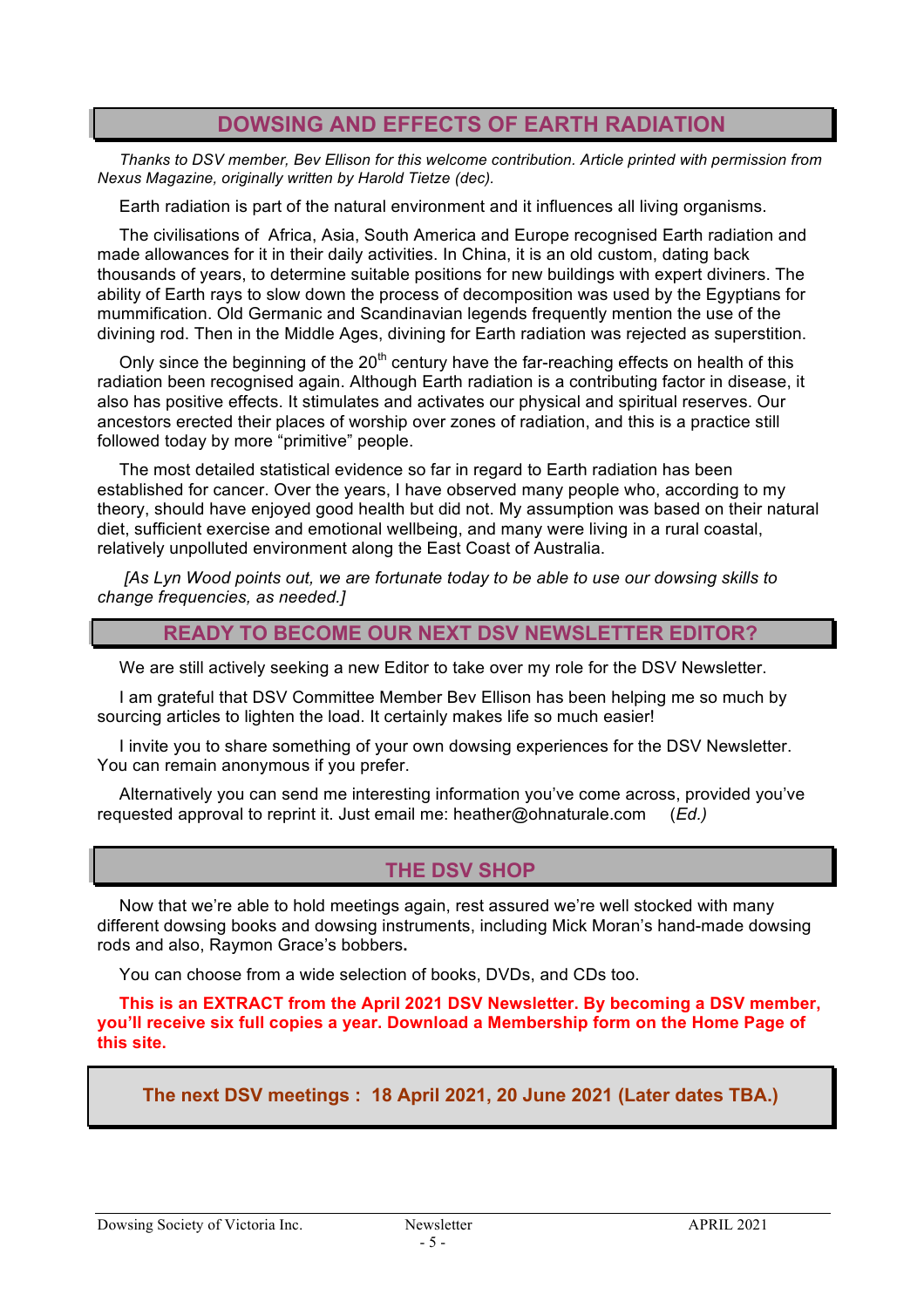## DOWSING AND EFFECTS OF EARTH RADIATION

*Thanks to DSV member, Bev Ellison for this welcome contribution. Article printed with permission from Nexus Magazine, originally written by Harold Tietze (dec).*

Earth radiation is part of the natural environment and it influences all living organisms.

The civilisations of Africa, Asia, South America and Europe recognised Earth radiation and made allowances for it in their daily activities. In China, it is an old custom, dating back thousands of years, to determine suitable positions for new buildings with expert diviners. The ability of Earth rays to slow down the process of decomposition was used by the Egyptians for mummification. Old Germanic and Scandinavian legends frequently mention the use of the divining rod. Then in the Middle Ages, divining for Earth radiation was rejected as superstition.

Only since the beginning of the 20th century have the far-reaching effects on health of this radiation been recognised again. Although Earth radiation is a contributing factor in disease, it also has positive effects. It stimulates and activates our physical and spiritual reserves. Our ancestors erected their places of worship over zones of radiation, and this is a practice still followed today by more "primitive" people.

The most detailed statistical evidence so far in regard to Earth radiation has been established for cancer. Over the years, I have observed many people who, according to my theory, should have enjoyed good health but did not. My assumption was based on their natural diet, sufficient exercise and emotional wellbeing, and many were living in a rural coastal, relatively unpolluted environment along the East Coast of Australia.

*[As Lyn Wood points out, we are fortunate today to be able to use our dowsing skills to change frequencies, as needed.]*

## READY TO BECOME OUR NEXT DSV NEWSLETTER EDITOR?

We are still actively seeking a new Editor to take over my role for the DSV Newsletter.

I am grateful that DSV Committee Member Bev Ellison has been helping me so much by sourcing articles to lighten the load. It certainly makes life so much easier!

I invite you to share something of your own dowsing experiences for the DSV Newsletter. You can remain anonymous if you prefer.

Alternatively you can send me interesting information you've come across, provided you've requested approval to reprint it. Just email me: heather@ohnaturale.com (*Ed.)*

## THE DSV SHOP

Now that we're able to hold meetings again, rest assured we're well stocked with many different dowsing books and dowsing instruments, including Mick Moran's hand-made dowsing rods and also, Raymon Grace's bobbers**.**

You can choose from a wide selection of books, DVDs, and CDs too.

**This is an EXTRACT from the April 2021 DSV Newsletter. By becoming a DSV member, you'll receive six full copies a year. Download a Membership form on the Home Page of this site.**

**The next DSV meetings : 18 April 2021, 20 June 2021 (Later dates TBA.)**